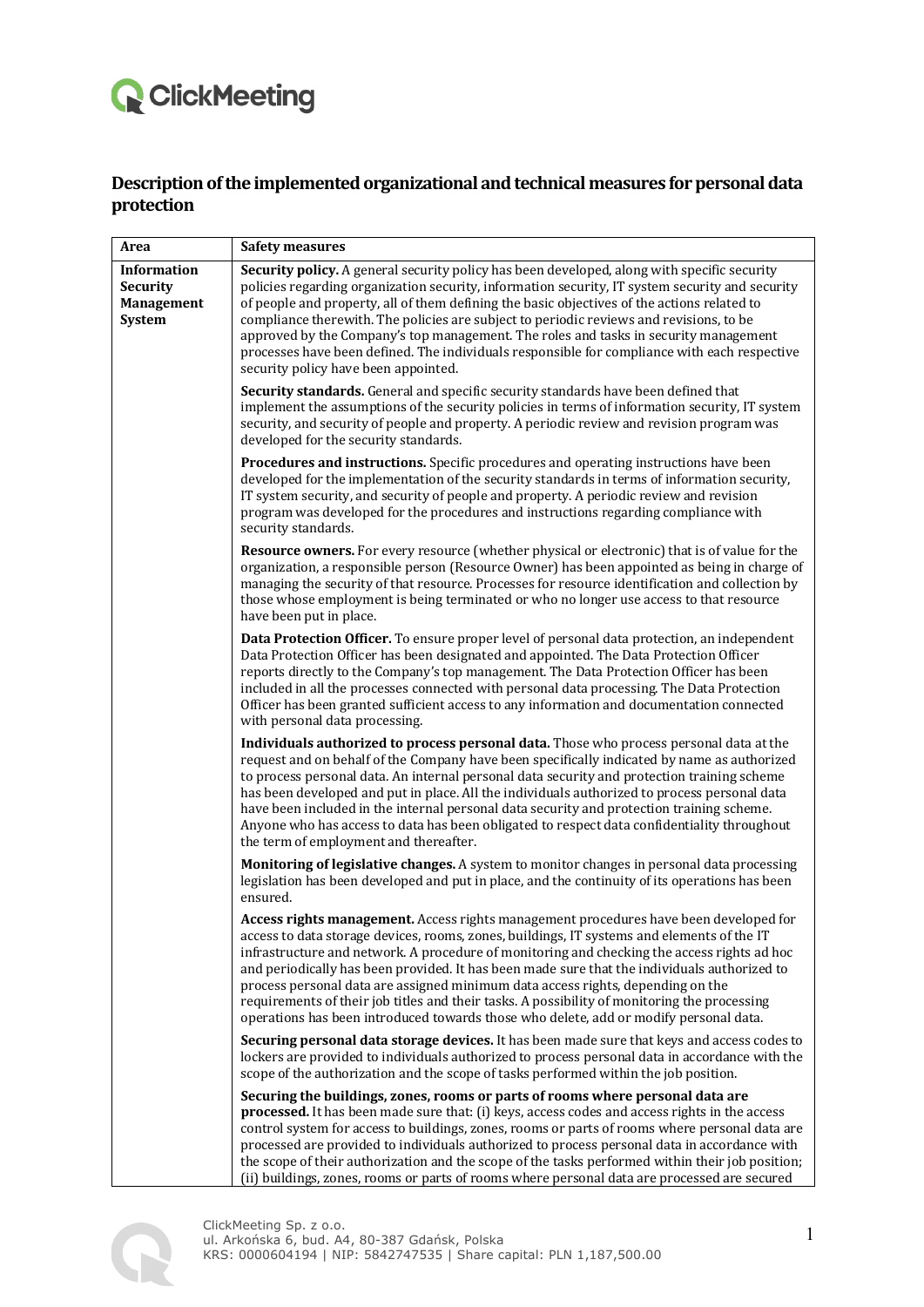# Description of the implemented organizational and technical measures for personal data protection

| Area | Safety measures |
|---|---|
| **Information Security Management System** | **Security policy.** A general security policy has been developed, along with specific security policies regarding organization security, information security, IT system security and security of people and property, all of them defining the basic objectives of the actions related to compliance therewith. The policies are subject to periodic reviews and revisions, to be approved by the Company's top management. The roles and tasks in security management processes have been defined. The individuals responsible for compliance with each respective security policy have been appointed.<br><br>**Security standards.** General and specific security standards have been defined that implement the assumptions of the security policies in terms of information security, IT system security, and security of people and property. A periodic review and revision program was developed for the security standards.<br><br>**Procedures and instructions.** Specific procedures and operating instructions have been developed for the implementation of the security standards in terms of information security, IT system security, and security of people and property. A periodic review and revision program was developed for the procedures and instructions regarding compliance with security standards.<br><br>**Resource owners.** For every resource (whether physical or electronic) that is of value for the organization, a responsible person (Resource Owner) has been appointed as being in charge of managing the security of that resource. Processes for resource identification and collection by those whose employment is being terminated or who no longer use access to that resource have been put in place.<br><br>**Data Protection Officer.** To ensure proper level of personal data protection, an independent Data Protection Officer has been designated and appointed. The Data Protection Officer reports directly to the Company's top management. The Data Protection Officer has been included in all the processes connected with personal data processing. The Data Protection Officer has been granted sufficient access to any information and documentation connected with personal data processing.<br><br>**Individuals authorized to process personal data.** Those who process personal data at the request and on behalf of the Company have been specifically indicated by name as authorized to process personal data. An internal personal data security and protection training scheme has been developed and put in place. All the individuals authorized to process personal data have been included in the internal personal data security and protection training scheme. Anyone who has access to data has been obligated to respect data confidentiality throughout the term of employment and thereafter.<br><br>**Monitoring of legislative changes.** A system to monitor changes in personal data processing legislation has been developed and put in place, and the continuity of its operations has been ensured.<br><br>**Access rights management.** Access rights management procedures have been developed for access to data storage devices, rooms, zones, buildings, IT systems and elements of the IT infrastructure and network. A procedure of monitoring and checking the access rights ad hoc and periodically has been provided. It has been made sure that the individuals authorized to process personal data are assigned minimum data access rights, depending on the requirements of their job titles and their tasks. A possibility of monitoring the processing operations has been introduced towards those who delete, add or modify personal data.<br><br>**Securing personal data storage devices.** It has been made sure that keys and access codes to lockers are provided to individuals authorized to process personal data in accordance with the scope of the authorization and the scope of tasks performed within the job position.<br><br>**Securing the buildings, zones, rooms or parts of rooms where personal data are processed.** It has been made sure that: (i) keys, access codes and access rights in the access control system for access to buildings, zones, rooms or parts of rooms where personal data are processed are provided to individuals authorized to process personal data in accordance with the scope of their authorization and the scope of the tasks performed within their job position; (ii) buildings, zones, rooms or parts of rooms where personal data are processed are secured |

ClickMeeting Sp. z o.o.
ul. Arkońska 6, bud. A4, 80-387 Gdańsk, Polska
KRS: 0000604194 | NIP: 5842747535 | Share capital: PLN 1,187,500.00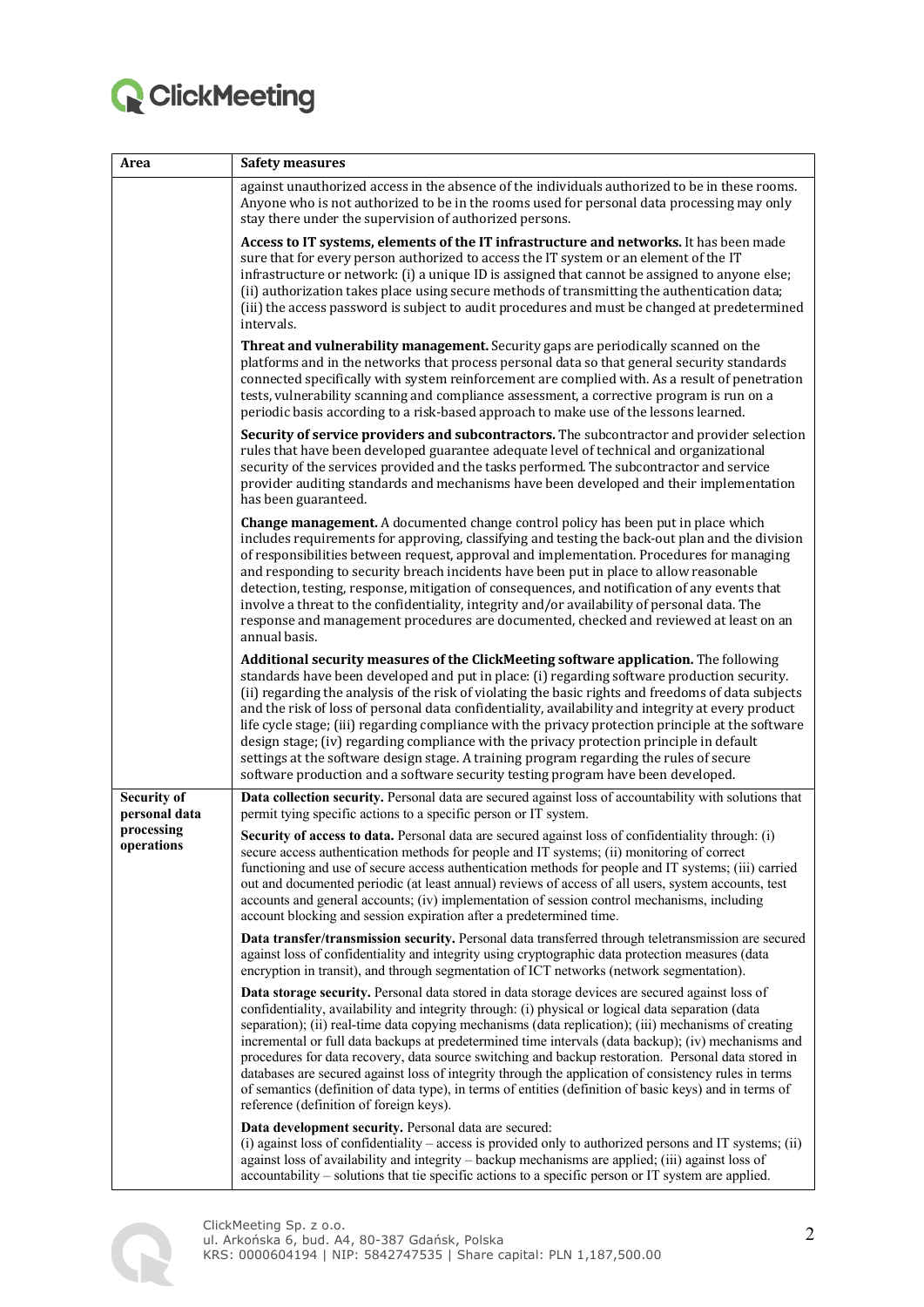| Area | Safety measures |
| --- | --- |
| | against unauthorized access in the absence of the individuals authorized to be in these rooms. Anyone who is not authorized to be in the rooms used for personal data processing may only stay there under the supervision of authorized persons. |
| | **Access to IT systems, elements of the IT infrastructure and networks.** It has been made sure that for every person authorized to access the IT system or an element of the IT infrastructure or network: (i) a unique ID is assigned that cannot be assigned to anyone else; (ii) authorization takes place using secure methods of transmitting the authentication data; (iii) the access password is subject to audit procedures and must be changed at predetermined intervals. |
| | **Threat and vulnerability management.** Security gaps are periodically scanned on the platforms and in the networks that process personal data so that general security standards connected specifically with system reinforcement are complied with. As a result of penetration tests, vulnerability scanning and compliance assessment, a corrective program is run on a periodic basis according to a risk-based approach to make use of the lessons learned. |
| | **Security of service providers and subcontractors.** The subcontractor and provider selection rules that have been developed guarantee adequate level of technical and organizational security of the services provided and the tasks performed. The subcontractor and service provider auditing standards and mechanisms have been developed and their implementation has been guaranteed. |
| | **Change management.** A documented change control policy has been put in place which includes requirements for approving, classifying and testing the back-out plan and the division of responsibilities between request, approval and implementation. Procedures for managing and responding to security breach incidents have been put in place to allow reasonable detection, testing, response, mitigation of consequences, and notification of any events that involve a threat to the confidentiality, integrity and/or availability of personal data. The response and management procedures are documented, checked and reviewed at least on an annual basis. |
| | **Additional security measures of the ClickMeeting software application.** The following standards have been developed and put in place: (i) regarding software production security. (ii) regarding the analysis of the risk of violating the basic rights and freedoms of data subjects and the risk of loss of personal data confidentiality, availability and integrity at every product life cycle stage; (iii) regarding compliance with the privacy protection principle at the software design stage; (iv) regarding compliance with the privacy protection principle in default settings at the software design stage. A training program regarding the rules of secure software production and a software security testing program have been developed. |
| **Security of personal data processing operations** | **Data collection security.** Personal data are secured against loss of accountability with solutions that permit tying specific actions to a specific person or IT system. |
| | **Security of access to data.** Personal data are secured against loss of confidentiality through: (i) secure access authentication methods for people and IT systems; (ii) monitoring of correct functioning and use of secure access authentication methods for people and IT systems; (iii) carried out and documented periodic (at least annual) reviews of access of all users, system accounts, test accounts and general accounts; (iv) implementation of session control mechanisms, including account blocking and session expiration after a predetermined time. |
| | **Data transfer/transmission security.** Personal data transferred through teletransmission are secured against loss of confidentiality and integrity using cryptographic data protection measures (data encryption in transit), and through segmentation of ICT networks (network segmentation). |
| | **Data storage security.** Personal data stored in data storage devices are secured against loss of confidentiality, availability and integrity through: (i) physical or logical data separation (data separation); (ii) real-time data copying mechanisms (data replication); (iii) mechanisms of creating incremental or full data backups at predetermined time intervals (data backup); (iv) mechanisms and procedures for data recovery, data source switching and backup restoration. Personal data stored in databases are secured against loss of integrity through the application of consistency rules in terms of semantics (definition of data type), in terms of entities (definition of basic keys) and in terms of reference (definition of foreign keys). |
| | **Data development security.** Personal data are secured:<br>(i) against loss of confidentiality – access is provided only to authorized persons and IT systems; (ii) against loss of availability and integrity – backup mechanisms are applied; (iii) against loss of accountability – solutions that tie specific actions to a specific person or IT system are applied. |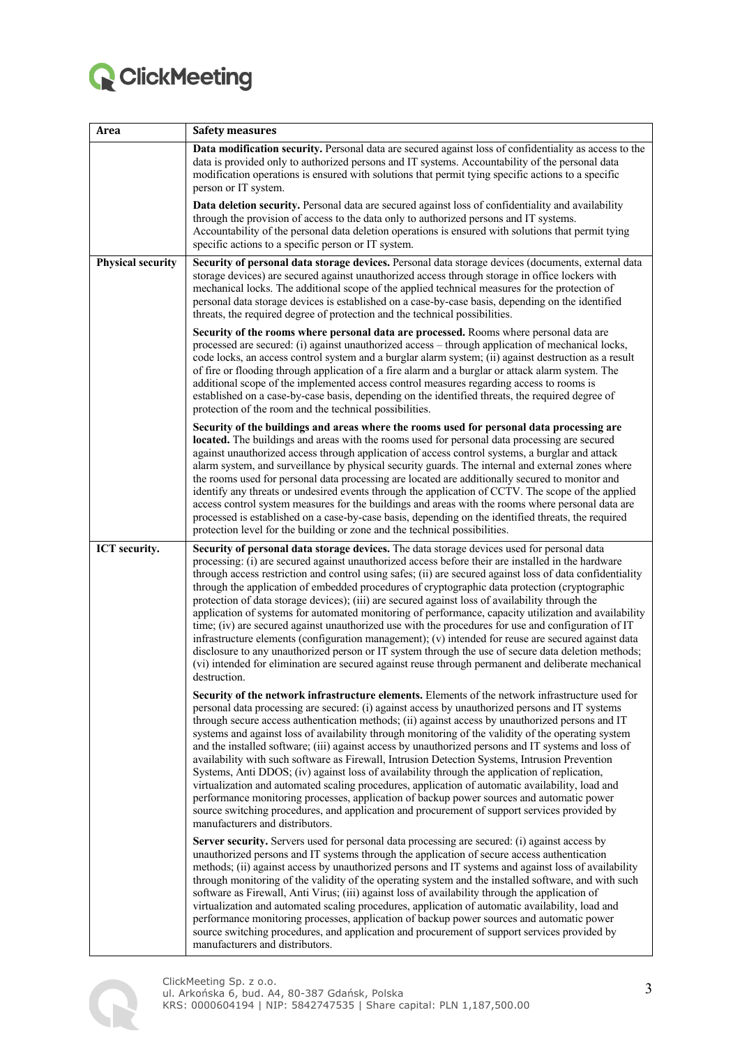| Area | Safety measures |
|---|---|
| | **Data modification security.** Personal data are secured against loss of confidentiality as access to the data is provided only to authorized persons and IT systems. Accountability of the personal data modification operations is ensured with solutions that permit tying specific actions to a specific person or IT system. **Data deletion security.** Personal data are secured against loss of confidentiality and availability through the provision of access to the data only to authorized persons and IT systems. Accountability of the personal data deletion operations is ensured with solutions that permit tying specific actions to a specific person or IT system. |
| **Physical security** | **Security of personal data storage devices.** Personal data storage devices (documents, external data storage devices) are secured against unauthorized access through storage in office lockers with mechanical locks. The additional scope of the applied technical measures for the protection of personal data storage devices is established on a case-by-case basis, depending on the identified threats, the required degree of protection and the technical possibilities. **Security of the rooms where personal data are processed.** Rooms where personal data are processed are secured: (i) against unauthorized access – through application of mechanical locks, code locks, an access control system and a burglar alarm system; (ii) against destruction as a result of fire or flooding through application of a fire alarm and a burglar or attack alarm system. The additional scope of the implemented access control measures regarding access to rooms is established on a case-by-case basis, depending on the identified threats, the required degree of protection of the room and the technical possibilities. **Security of the buildings and areas where the rooms used for personal data processing are located.** The buildings and areas with the rooms used for personal data processing are secured against unauthorized access through application of access control systems, a burglar and attack alarm system, and surveillance by physical security guards. The internal and external zones where the rooms used for personal data processing are located are additionally secured to monitor and identify any threats or undesired events through the application of CCTV. The scope of the applied access control system measures for the buildings and areas with the rooms where personal data are processed is established on a case-by-case basis, depending on the identified threats, the required protection level for the building or zone and the technical possibilities. |
| **ICT security.** | **Security of personal data storage devices.** The data storage devices used for personal data processing: (i) are secured against unauthorized access before their are installed in the hardware through access restriction and control using safes; (ii) are secured against loss of data confidentiality through the application of embedded procedures of cryptographic data protection (cryptographic protection of data storage devices); (iii) are secured against loss of availability through the application of systems for automated monitoring of performance, capacity utilization and availability time; (iv) are secured against unauthorized use with the procedures for use and configuration of IT infrastructure elements (configuration management); (v) intended for reuse are secured against data disclosure to any unauthorized person or IT system through the use of secure data deletion methods; (vi) intended for elimination are secured against reuse through permanent and deliberate mechanical destruction. **Security of the network infrastructure elements.** Elements of the network infrastructure used for personal data processing are secured: (i) against access by unauthorized persons and IT systems through secure access authentication methods; (ii) against access by unauthorized persons and IT systems and against loss of availability through monitoring of the validity of the operating system and the installed software; (iii) against access by unauthorized persons and IT systems and loss of availability with such software as Firewall, Intrusion Detection Systems, Intrusion Prevention Systems, Anti DDOS; (iv) against loss of availability through the application of replication, virtualization and automated scaling procedures, application of automatic availability, load and performance monitoring processes, application of backup power sources and automatic power source switching procedures, and application and procurement of support services provided by manufacturers and distributors. **Server security.** Servers used for personal data processing are secured: (i) against access by unauthorized persons and IT systems through the application of secure access authentication methods; (ii) against access by unauthorized persons and IT systems and against loss of availability through monitoring of the validity of the operating system and the installed software, and with such software as Firewall, Anti Virus; (iii) against loss of availability through the application of virtualization and automated scaling procedures, application of automatic availability, load and performance monitoring processes, application of backup power sources and automatic power source switching procedures, and application and procurement of support services provided by manufacturers and distributors. |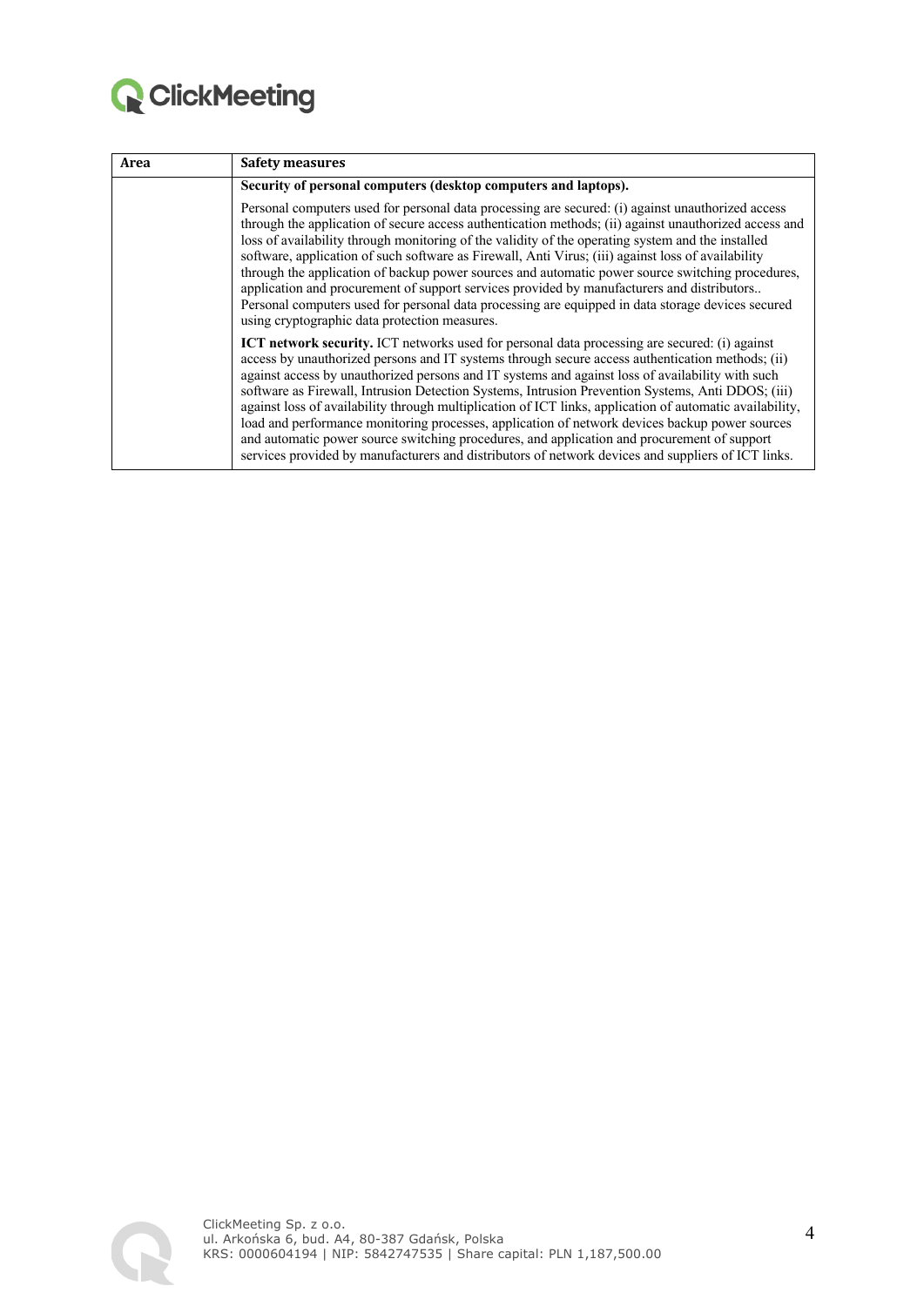| Area | Safety measures |
| --- | --- |
| | **Security of personal computers (desktop computers and laptops).**<br><br>Personal computers used for personal data processing are secured: (i) against unauthorized access through the application of secure access authentication methods; (ii) against unauthorized access and loss of availability through monitoring of the validity of the operating system and the installed software, application of such software as Firewall, Anti Virus; (iii) against loss of availability through the application of backup power sources and automatic power source switching procedures, application and procurement of support services provided by manufacturers and distributors.. Personal computers used for personal data processing are equipped in data storage devices secured using cryptographic data protection measures.<br><br>**ICT network security.** ICT networks used for personal data processing are secured: (i) against access by unauthorized persons and IT systems through secure access authentication methods; (ii) against access by unauthorized persons and IT systems and against loss of availability with such software as Firewall, Intrusion Detection Systems, Intrusion Prevention Systems, Anti DDOS; (iii) against loss of availability through multiplication of ICT links, application of automatic availability, load and performance monitoring processes, application of network devices backup power sources and automatic power source switching procedures, and application and procurement of support services provided by manufacturers and distributors of network devices and suppliers of ICT links. |